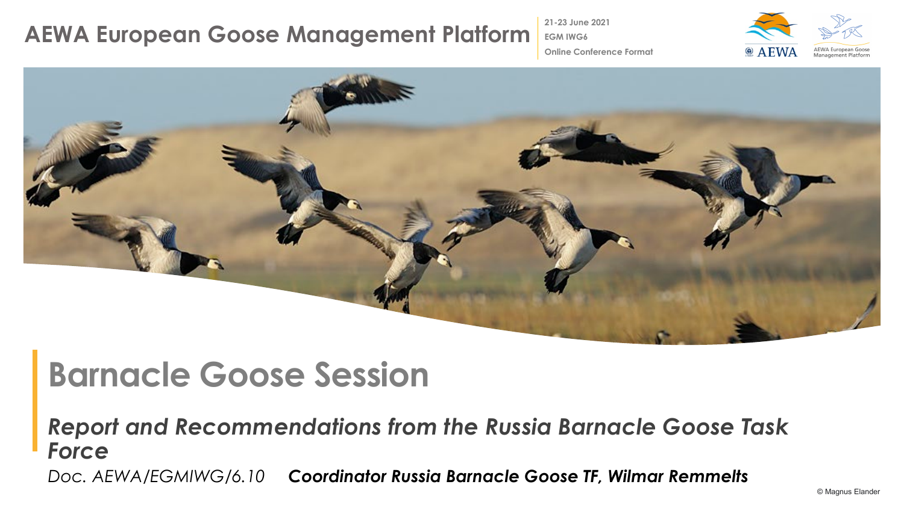AEWA European Goose Management Platform

21-23 June 2021
EGM IWG6
Online Conference Format

# Barnacle Goose Session

***Report and Recommendations from the Russia Barnacle Goose Task Force***

*Doc. AEWA/EGMIWG/6.10* ***Coordinator Russia Barnacle Goose TF, Wilmar Remmelts***

© Magnus Elander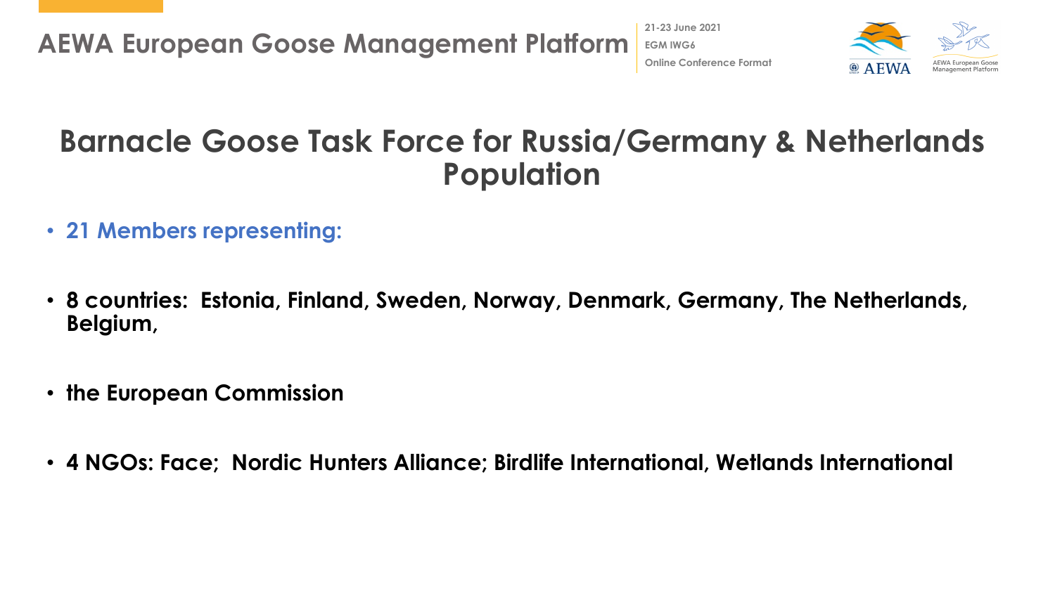# Barnacle Goose Task Force for Russia/Germany & Netherlands Population

- **21 Members representing:**
- **8 countries: Estonia, Finland, Sweden, Norway, Denmark, Germany, The Netherlands, Belgium,**
- **the European Commission**
- **4 NGOs: Face; Nordic Hunters Alliance; Birdlife International, Wetlands International**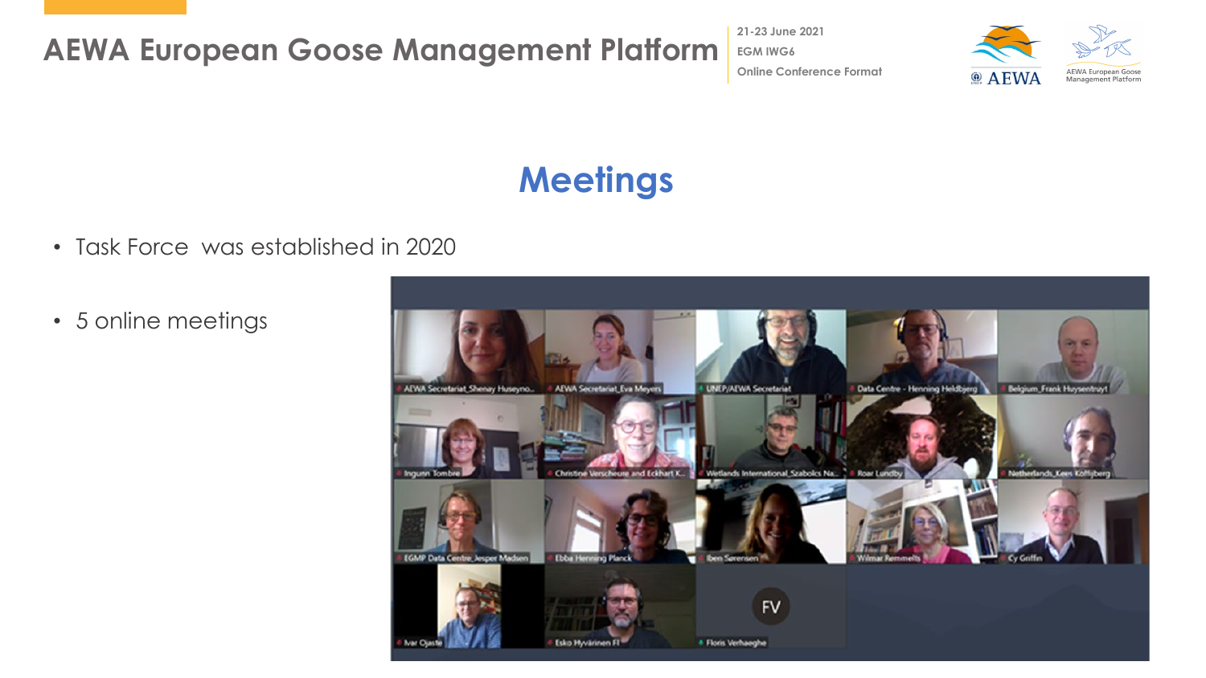# Meetings

- Task Force was established in 2020
- 5 online meetings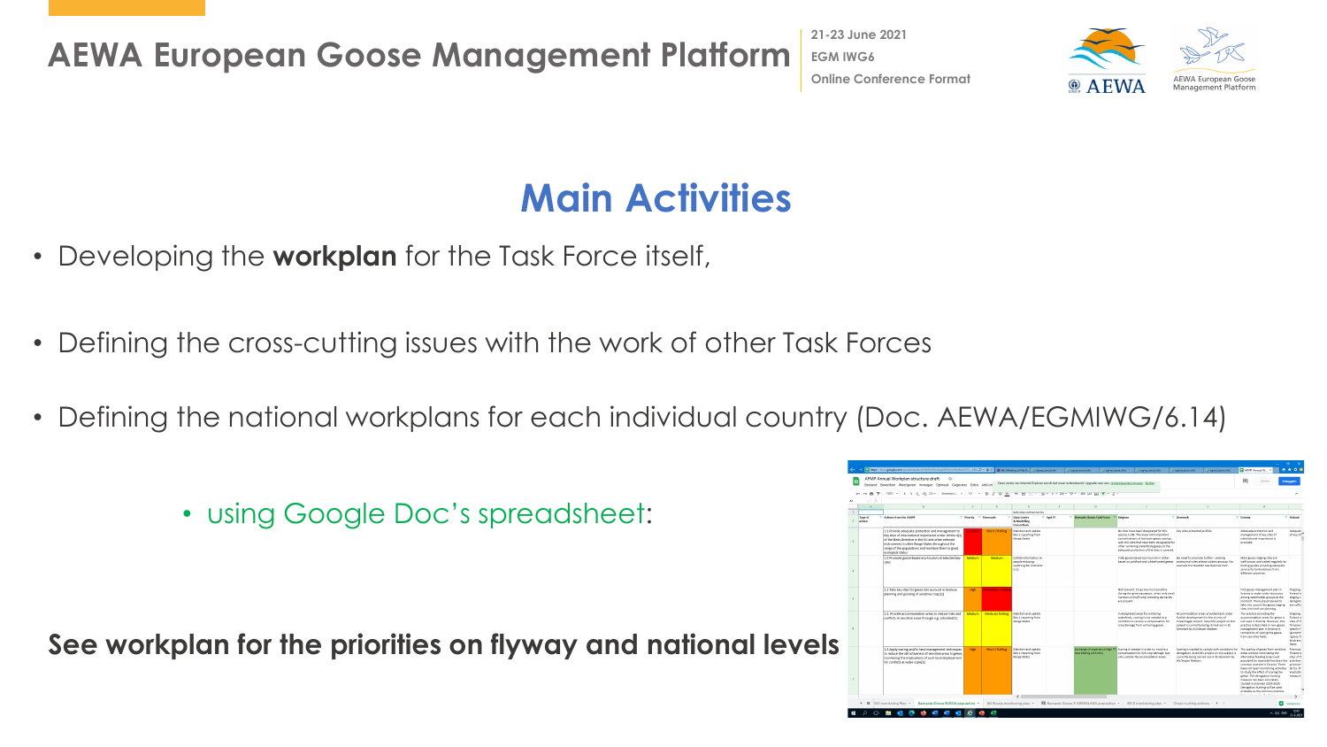# Main Activities

- Developing the **workplan** for the Task Force itself,
- Defining the cross-cutting issues with the work of other Task Forces
- Defining the national workplans for each individual country (Doc. AEWA/EGMIWG/6.14)
    - using Google Doc's spreadsheet:

**See workplan for the priorities on flyway and national levels**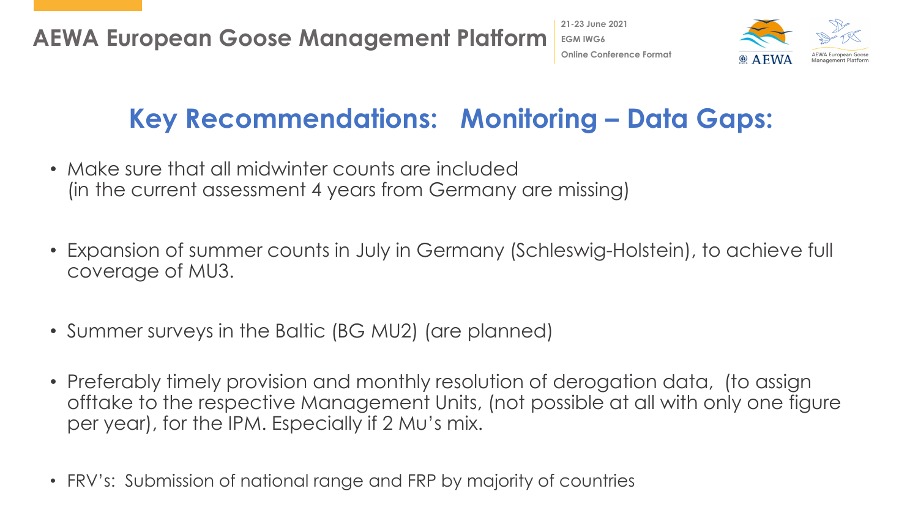## Key Recommendations: Monitoring – Data Gaps:

- Make sure that all midwinter counts are included (in the current assessment 4 years from Germany are missing)
- Expansion of summer counts in July in Germany (Schleswig-Holstein), to achieve full coverage of MU3.
- Summer surveys in the Baltic (BG MU2) (are planned)
- Preferably timely provision and monthly resolution of derogation data, (to assign offtake to the respective Management Units, (not possible at all with only one figure per year), for the IPM. Especially if 2 Mu's mix.
- FRV's: Submission of national range and FRP by majority of countries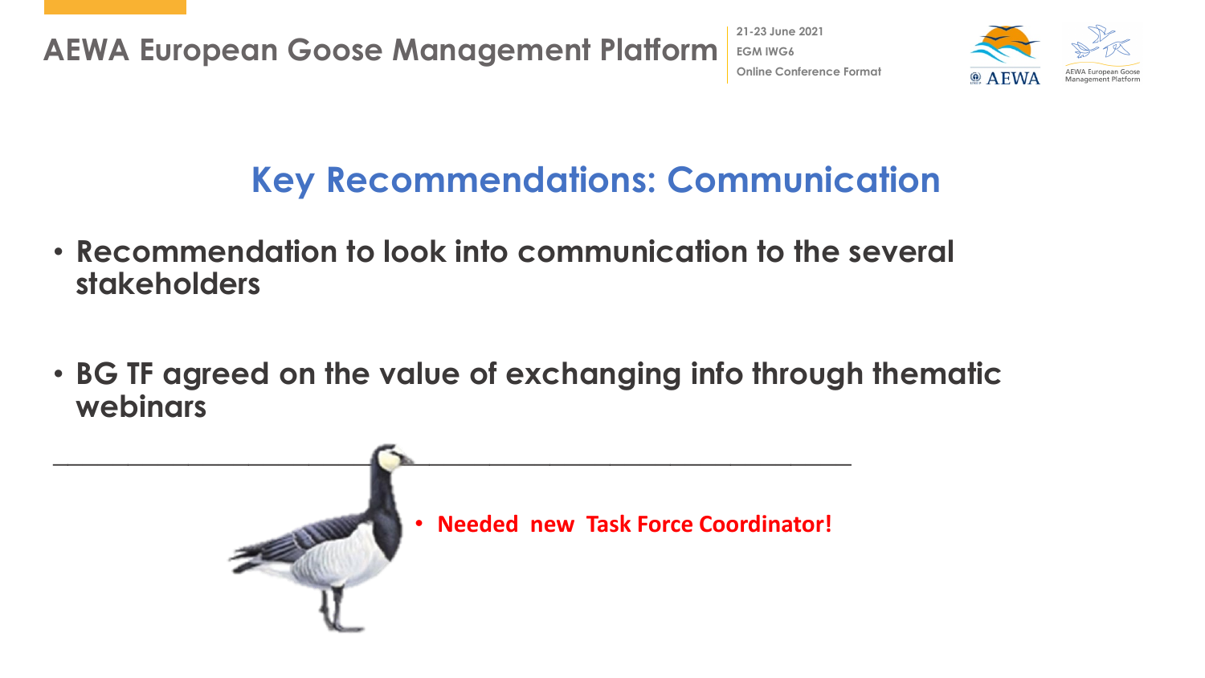# Key Recommendations: Communication

- **Recommendation to look into communication to the several stakeholders**

- **BG TF agreed on the value of exchanging info through thematic webinars**

---

- **Needed new Task Force Coordinator!**